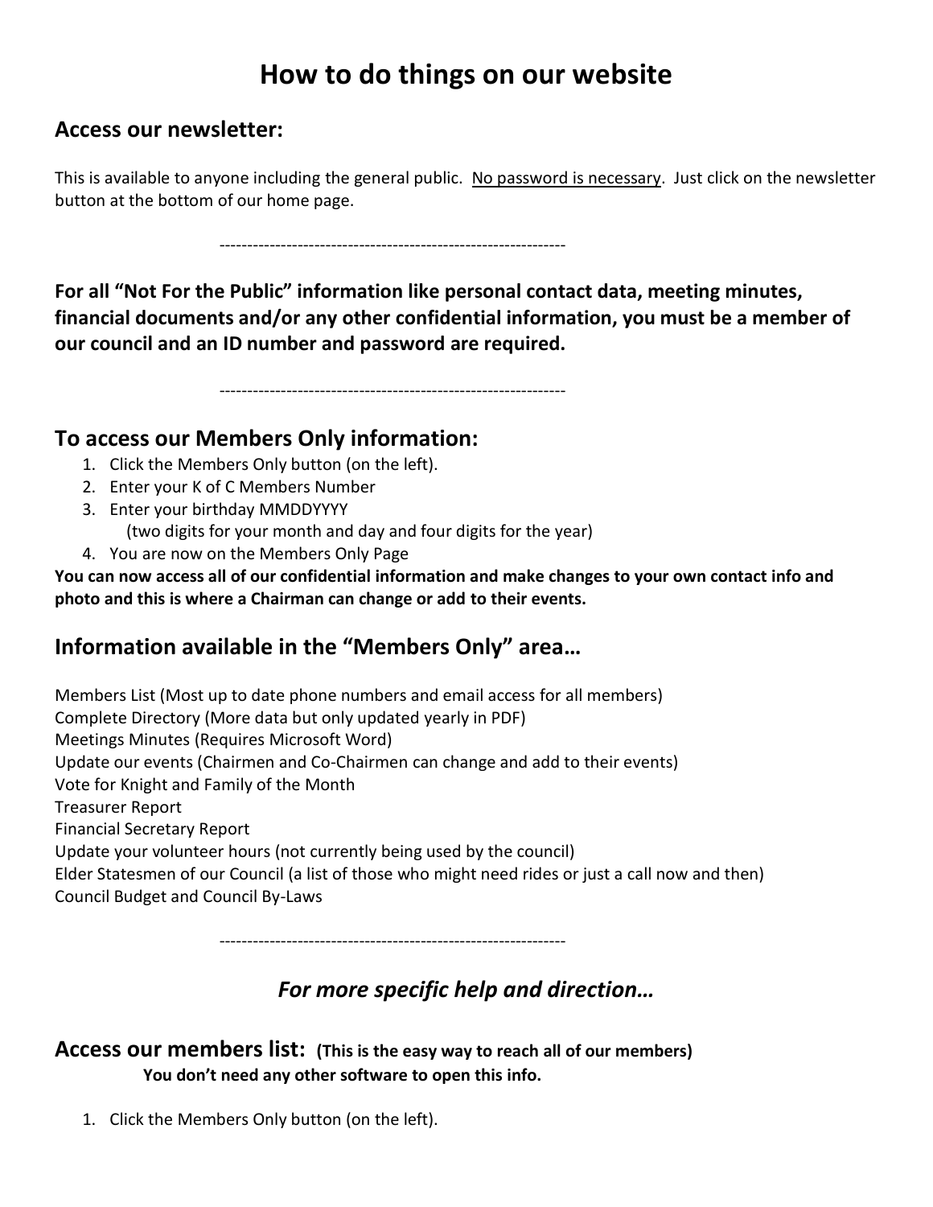# How to do things on our website

## Access our newsletter:

This is available to anyone including the general public. No password is necessary. Just click on the newsletter button at the bottom of our home page.

---------------------------------------------------------------

**For all "Not For the Public" information like personal contact data, meeting minutes, financial documents and/or any other confidential information, you must be a member of our council and an ID number and password are required.**

---------------------------------------------------------------

## To access our Members Only information:

1. Click the Members Only button (on the left).
2. Enter your K of C Members Number
3. Enter your birthday MMDDYYYY
   (two digits for your month and day and four digits for the year)
4. You are now on the Members Only Page

**You can now access all of our confidential information and make changes to your own contact info and photo and this is where a Chairman can change or add to their events.**

## Information available in the "Members Only" area…

Members List (Most up to date phone numbers and email access for all members)
Complete Directory (More data but only updated yearly in PDF)
Meetings Minutes (Requires Microsoft Word)
Update our events (Chairmen and Co-Chairmen can change and add to their events)
Vote for Knight and Family of the Month
Treasurer Report
Financial Secretary Report
Update your volunteer hours (not currently being used by the council)
Elder Statesmen of our Council (a list of those who might need rides or just a call now and then)
Council Budget and Council By-Laws

---------------------------------------------------------------

## *For more specific help and direction…*

## Access our members list: **(This is the easy way to reach all of our members)**

**You don't need any other software to open this info.**

1. Click the Members Only button (on the left).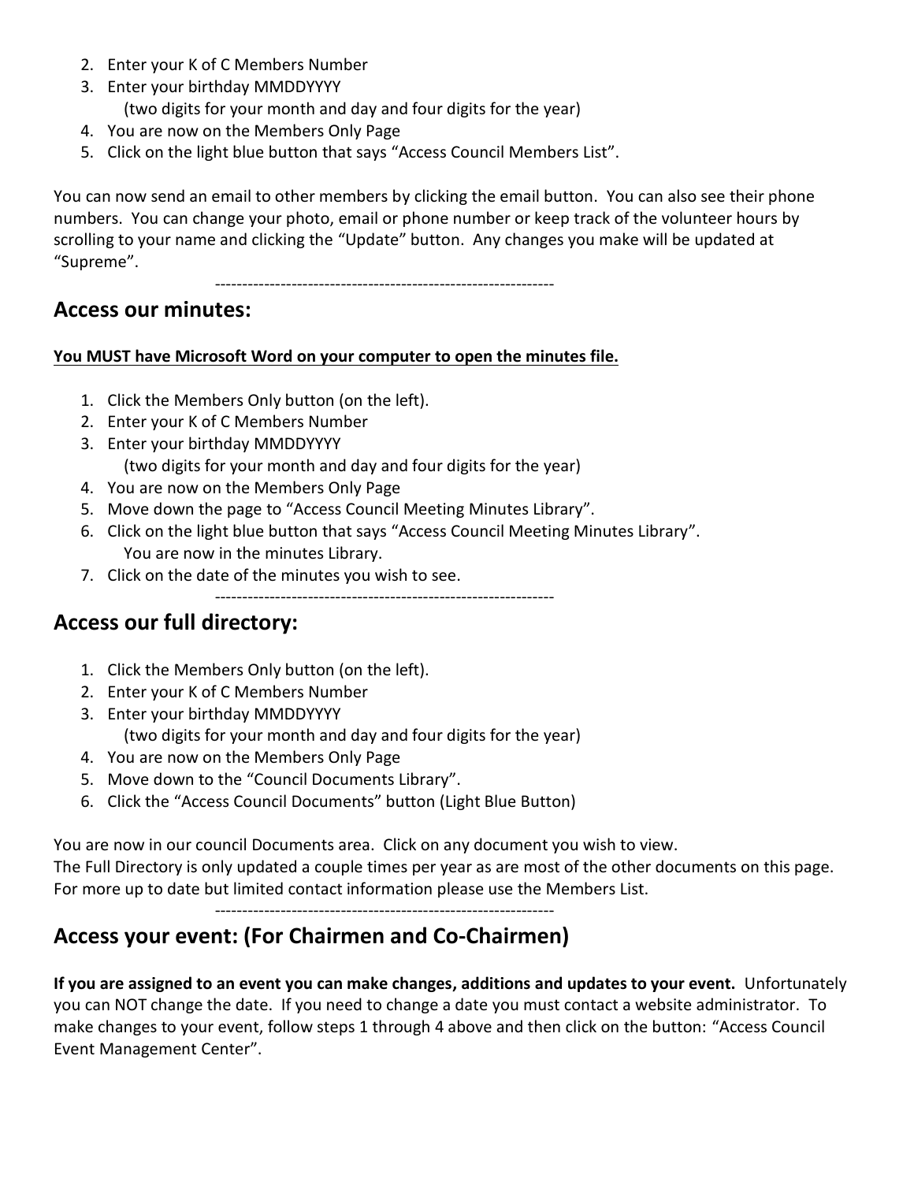2. Enter your K of C Members Number
3. Enter your birthday MMDDYYYY
   (two digits for your month and day and four digits for the year)
4. You are now on the Members Only Page
5. Click on the light blue button that says "Access Council Members List".

You can now send an email to other members by clicking the email button. You can also see their phone numbers. You can change your photo, email or phone number or keep track of the volunteer hours by scrolling to your name and clicking the "Update" button. Any changes you make will be updated at "Supreme".

---------------------------------------------------------------

## Access our minutes:

**You MUST have Microsoft Word on your computer to open the minutes file.**

1. Click the Members Only button (on the left).
2. Enter your K of C Members Number
3. Enter your birthday MMDDYYYY
   (two digits for your month and day and four digits for the year)
4. You are now on the Members Only Page
5. Move down the page to "Access Council Meeting Minutes Library".
6. Click on the light blue button that says "Access Council Meeting Minutes Library".
   You are now in the minutes Library.
7. Click on the date of the minutes you wish to see.

---------------------------------------------------------------

## Access our full directory:

1. Click the Members Only button (on the left).
2. Enter your K of C Members Number
3. Enter your birthday MMDDYYYY
   (two digits for your month and day and four digits for the year)
4. You are now on the Members Only Page
5. Move down to the "Council Documents Library".
6. Click the "Access Council Documents" button (Light Blue Button)

You are now in our council Documents area. Click on any document you wish to view.
The Full Directory is only updated a couple times per year as are most of the other documents on this page. For more up to date but limited contact information please use the Members List.

---------------------------------------------------------------

## Access your event: (For Chairmen and Co-Chairmen)

**If you are assigned to an event you can make changes, additions and updates to your event.** Unfortunately you can NOT change the date. If you need to change a date you must contact a website administrator. To make changes to your event, follow steps 1 through 4 above and then click on the button: "Access Council Event Management Center".